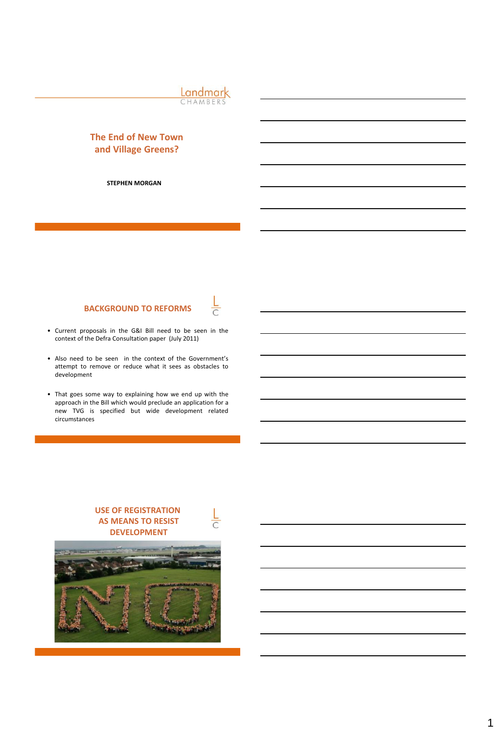Landmark CHAMBERS

# The End of New Town and Village Greens?

**STEPHEN MORGAN**

## BACKGROUND TO REFORMS

- Current proposals in the G&I Bill need to be seen in the context of the Defra Consultation paper (July 2011)
- Also need to be seen in the context of the Government's attempt to remove or reduce what it sees as obstacles to development
- That goes some way to explaining how we end up with the approach in the Bill which would preclude an application for a new TVG is specified but wide development related circumstances

## USE OF REGISTRATION AS MEANS TO RESIST DEVELOPMENT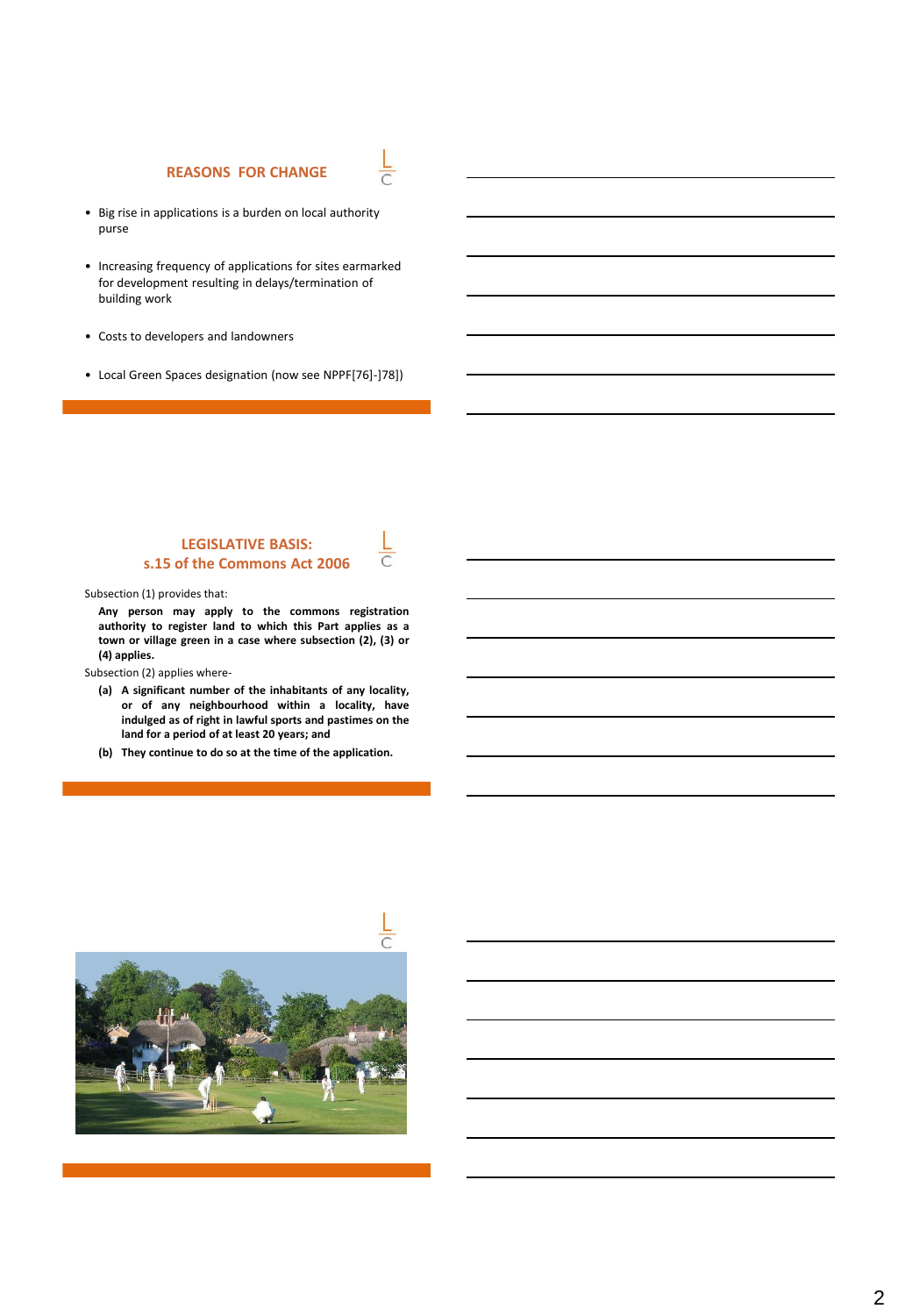## REASONS FOR CHANGE

- Big rise in applications is a burden on local authority purse
- Increasing frequency of applications for sites earmarked for development resulting in delays/termination of building work
- Costs to developers and landowners
- Local Green Spaces designation (now see NPPF[76]-]78])

## LEGISLATIVE BASIS: s.15 of the Commons Act 2006

Subsection (1) provides that:

**Any person may apply to the commons registration authority to register land to which this Part applies as a town or village green in a case where subsection (2), (3) or (4) applies.**

Subsection (2) applies where-

**(a) A significant number of the inhabitants of any locality, or of any neighbourhood within a locality, have indulged as of right in lawful sports and pastimes on the land for a period of at least 20 years; and**

**(b) They continue to do so at the time of the application.**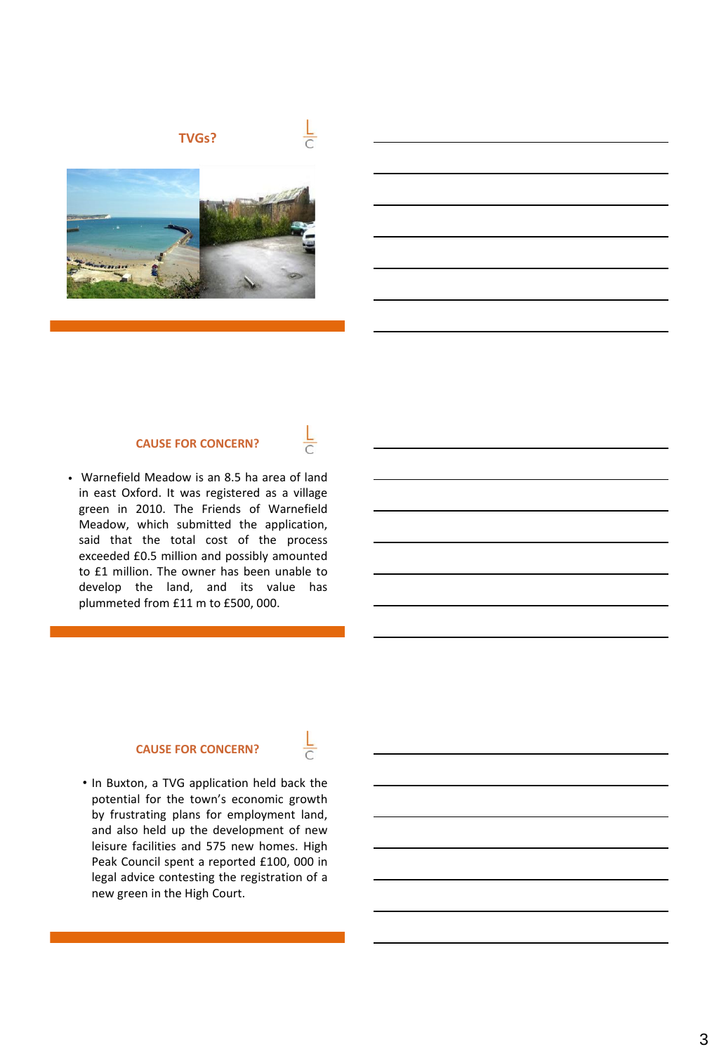## TVGs?

## CAUSE FOR CONCERN?

- Warnefield Meadow is an 8.5 ha area of land in east Oxford. It was registered as a village green in 2010. The Friends of Warnefield Meadow, which submitted the application, said that the total cost of the process exceeded £0.5 million and possibly amounted to £1 million. The owner has been unable to develop the land, and its value has plummeted from £11 m to £500, 000.

## CAUSE FOR CONCERN?

- In Buxton, a TVG application held back the potential for the town's economic growth by frustrating plans for employment land, and also held up the development of new leisure facilities and 575 new homes. High Peak Council spent a reported £100, 000 in legal advice contesting the registration of a new green in the High Court.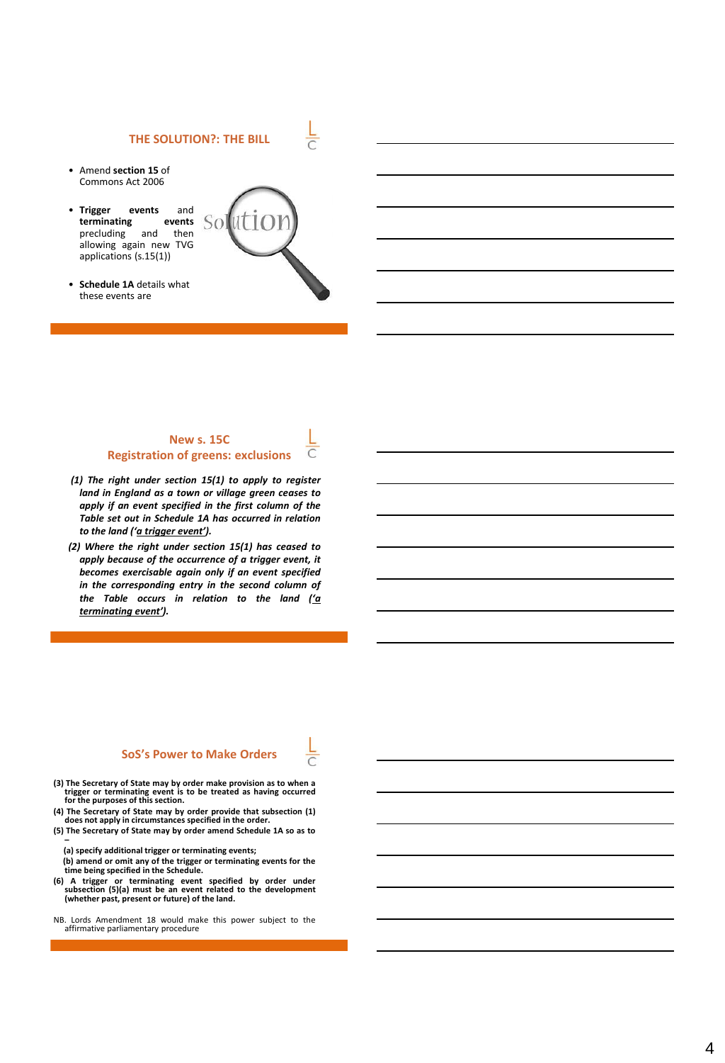## THE SOLUTION?: THE BILL

- Amend **section 15** of Commons Act 2006
- **Trigger events** and **terminating events** precluding and then allowing again new TVG applications (s.15(1))
- **Schedule 1A** details what these events are

## New s. 15C
## Registration of greens: exclusions

***(1) The right under section 15(1) to apply to register land in England as a town or village green ceases to apply if an event specified in the first column of the Table set out in Schedule 1A has occurred in relation to the land (‘a trigger event’).***

***(2) Where the right under section 15(1) has ceased to apply because of the occurrence of a trigger event, it becomes exercisable again only if an event specified in the corresponding entry in the second column of the Table occurs in relation to the land (‘a terminating event’).***

## SoS’s Power to Make Orders

**(3) The Secretary of State may by order make provision as to when a trigger or terminating event is to be treated as having occurred for the purposes of this section.**

**(4) The Secretary of State may by order provide that subsection (1) does not apply in circumstances specified in the order.**

**(5) The Secretary of State may by order amend Schedule 1A so as to –**

**(a) specify additional trigger or terminating events;**

**(b) amend or omit any of the trigger or terminating events for the time being specified in the Schedule.**

**(6) A trigger or terminating event specified by order under subsection (5)(a) must be an event related to the development (whether past, present or future) of the land.**

NB. Lords Amendment 18 would make this power subject to the affirmative parliamentary procedure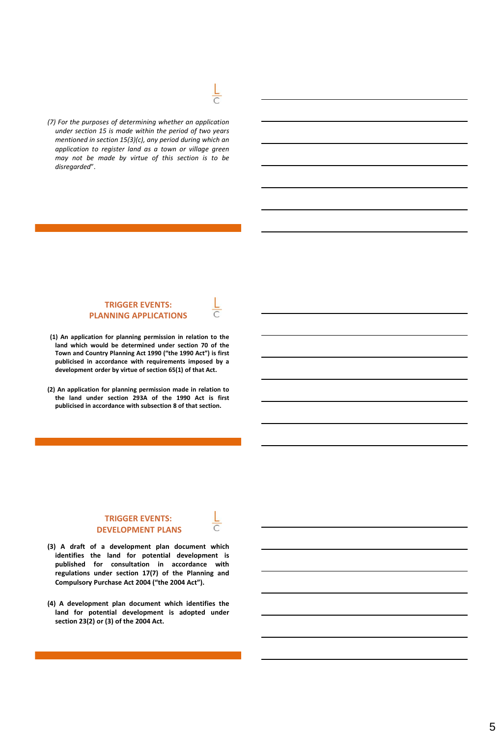*(7) For the purposes of determining whether an application under section 15 is made within the period of two years mentioned in section 15(3)(c), any period during which an application to register land as a town or village green may not be made by virtue of this section is to be disregarded".*

## TRIGGER EVENTS: PLANNING APPLICATIONS

**(1) An application for planning permission in relation to the land which would be determined under section 70 of the Town and Country Planning Act 1990 ("the 1990 Act") is first publicised in accordance with requirements imposed by a development order by virtue of section 65(1) of that Act.**

**(2) An application for planning permission made in relation to the land under section 293A of the 1990 Act is first publicised in accordance with subsection 8 of that section.**

## TRIGGER EVENTS: DEVELOPMENT PLANS

**(3) A draft of a development plan document which identifies the land for potential development is published for consultation in accordance with regulations under section 17(7) of the Planning and Compulsory Purchase Act 2004 ("the 2004 Act").**

**(4) A development plan document which identifies the land for potential development is adopted under section 23(2) or (3) of the 2004 Act.**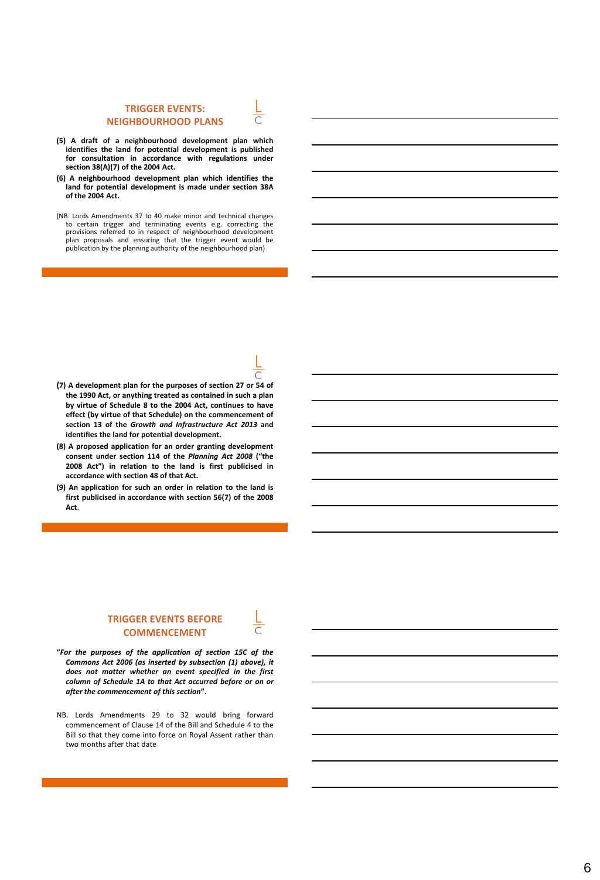## TRIGGER EVENTS: NEIGHBOURHOOD PLANS

**(5) A draft of a neighbourhood development plan which identifies the land for potential development is published for consultation in accordance with regulations under section 38(A)(7) of the 2004 Act.**

**(6) A neighbourhood development plan which identifies the land for potential development is made under section 38A of the 2004 Act.**

(NB. Lords Amendments 37 to 40 make minor and technical changes to certain trigger and terminating events e.g. correcting the provisions referred to in respect of neighbourhood development plan proposals and ensuring that the trigger event would be publication by the planning authority of the neighbourhood plan)

**(7) A development plan for the purposes of section 27 or 54 of the 1990 Act, or anything treated as contained in such a plan by virtue of Schedule 8 to the 2004 Act, continues to have effect (by virtue of that Schedule) on the commencement of section 13 of the *Growth and Infrastructure Act 2013* and identifies the land for potential development.**

**(8) A proposed application for an order granting development consent under section 114 of the *Planning Act 2008* ("the 2008 Act") in relation to the land is first publicised in accordance with section 48 of that Act.**

**(9) An application for such an order in relation to the land is first publicised in accordance with section 56(7) of the 2008 Act**.

## TRIGGER EVENTS BEFORE COMMENCEMENT

"***For the purposes of the application of section 15C of the Commons Act 2006 (as inserted by subsection (1) above), it does not matter whether an event specified in the first column of Schedule 1A to that Act occurred before or on or after the commencement of this section***".

NB. Lords Amendments 29 to 32 would bring forward commencement of Clause 14 of the Bill and Schedule 4 to the Bill so that they come into force on Royal Assent rather than two months after that date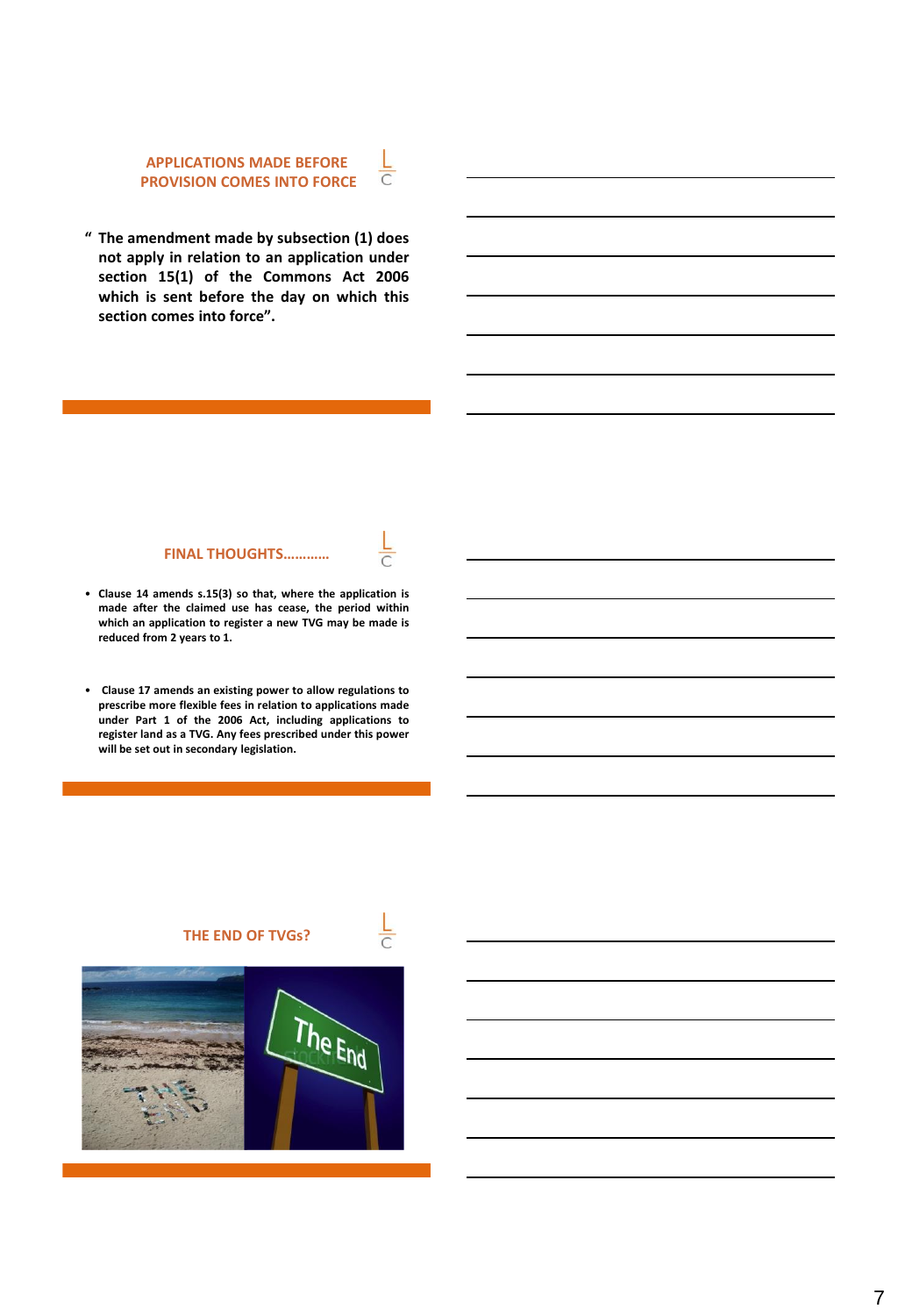## APPLICATIONS MADE BEFORE PROVISION COMES INTO FORCE

" The amendment made by subsection (1) does not apply in relation to an application under section 15(1) of the Commons Act 2006 which is sent before the day on which this section comes into force".

## FINAL THOUGHTS...........

- Clause 14 amends s.15(3) so that, where the application is made after the claimed use has cease, the period within which an application to register a new TVG may be made is reduced from 2 years to 1.
- Clause 17 amends an existing power to allow regulations to prescribe more flexible fees in relation to applications made under Part 1 of the 2006 Act, including applications to register land as a TVG. Any fees prescribed under this power will be set out in secondary legislation.

## THE END OF TVGs?